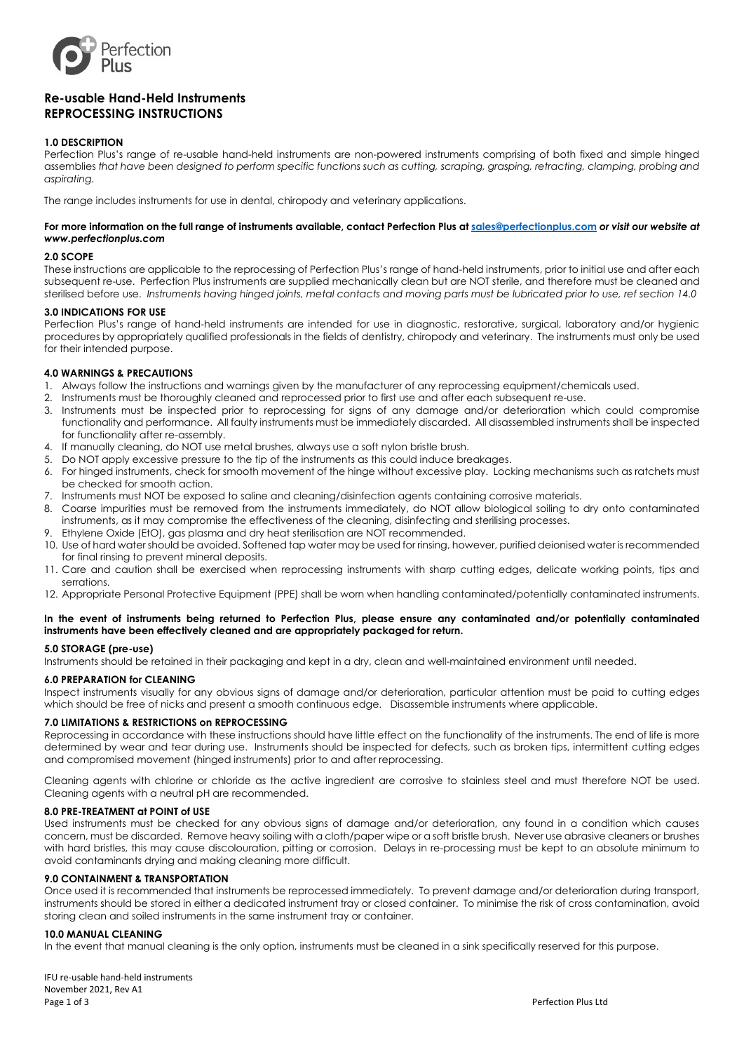# Re-usable Hand-Held Instruments
# REPROCESSING INSTRUCTIONS

### 1.0 DESCRIPTION

Perfection Plus's range of re-usable hand-held instruments are non-powered instruments comprising of both fixed and simple hinged assemblies *that have been designed to perform specific functions such as cutting, scraping, grasping, retracting, clamping, probing and aspirating.*

The range includes instruments for use in dental, chiropody and veterinary applications.

**For more information on the full range of instruments available, contact Perfection Plus at sales@perfectionplus.com *or visit our website at www.perfectionplus.com***

### 2.0 SCOPE

These instructions are applicable to the reprocessing of Perfection Plus's range of hand-held instruments, prior to initial use and after each subsequent re-use. Perfection Plus instruments are supplied mechanically clean but are NOT sterile, and therefore must be cleaned and sterilised before use. *Instruments having hinged joints, metal contacts and moving parts must be lubricated prior to use, ref section 14.0*

### 3.0 INDICATIONS FOR USE

Perfection Plus's range of hand-held instruments are intended for use in diagnostic, restorative, surgical, laboratory and/or hygienic procedures by appropriately qualified professionals in the fields of dentistry, chiropody and veterinary. The instruments must only be used for their intended purpose.

### 4.0 WARNINGS & PRECAUTIONS

1. Always follow the instructions and warnings given by the manufacturer of any reprocessing equipment/chemicals used.
2. Instruments must be thoroughly cleaned and reprocessed prior to first use and after each subsequent re-use.
3. Instruments must be inspected prior to reprocessing for signs of any damage and/or deterioration which could compromise functionality and performance. All faulty instruments must be immediately discarded. All disassembled instruments shall be inspected for functionality after re-assembly.
4. If manually cleaning, do NOT use metal brushes, always use a soft nylon bristle brush.
5. Do NOT apply excessive pressure to the tip of the instruments as this could induce breakages.
6. For hinged instruments, check for smooth movement of the hinge without excessive play. Locking mechanisms such as ratchets must be checked for smooth action.
7. Instruments must NOT be exposed to saline and cleaning/disinfection agents containing corrosive materials.
8. Coarse impurities must be removed from the instruments immediately, do NOT allow biological soiling to dry onto contaminated instruments, as it may compromise the effectiveness of the cleaning, disinfecting and sterilising processes.
9. Ethylene Oxide (EtO), gas plasma and dry heat sterilisation are NOT recommended.
10. Use of hard water should be avoided. Softened tap water may be used for rinsing, however, purified deionised water is recommended for final rinsing to prevent mineral deposits.
11. Care and caution shall be exercised when reprocessing instruments with sharp cutting edges, delicate working points, tips and serrations.
12. Appropriate Personal Protective Equipment (PPE) shall be worn when handling contaminated/potentially contaminated instruments.

**In the event of instruments being returned to Perfection Plus, please ensure any contaminated and/or potentially contaminated instruments have been effectively cleaned and are appropriately packaged for return.**

### 5.0 STORAGE (pre-use)

Instruments should be retained in their packaging and kept in a dry, clean and well-maintained environment until needed.

### 6.0 PREPARATION for CLEANING

Inspect instruments visually for any obvious signs of damage and/or deterioration, particular attention must be paid to cutting edges which should be free of nicks and present a smooth continuous edge. Disassemble instruments where applicable.

### 7.0 LIMITATIONS & RESTRICTIONS on REPROCESSING

Reprocessing in accordance with these instructions should have little effect on the functionality of the instruments. The end of life is more determined by wear and tear during use. Instruments should be inspected for defects, such as broken tips, intermittent cutting edges and compromised movement (hinged instruments) prior to and after reprocessing.

Cleaning agents with chlorine or chloride as the active ingredient are corrosive to stainless steel and must therefore NOT be used. Cleaning agents with a neutral pH are recommended.

### 8.0 PRE-TREATMENT at POINT of USE

Used instruments must be checked for any obvious signs of damage and/or deterioration, any found in a condition which causes concern, must be discarded. Remove heavy soiling with a cloth/paper wipe or a soft bristle brush. Never use abrasive cleaners or brushes with hard bristles, this may cause discolouration, pitting or corrosion. Delays in re-processing must be kept to an absolute minimum to avoid contaminants drying and making cleaning more difficult.

### 9.0 CONTAINMENT & TRANSPORTATION

Once used it is recommended that instruments be reprocessed immediately. To prevent damage and/or deterioration during transport, instruments should be stored in either a dedicated instrument tray or closed container. To minimise the risk of cross contamination, avoid storing clean and soiled instruments in the same instrument tray or container.

### 10.0 MANUAL CLEANING

In the event that manual cleaning is the only option, instruments must be cleaned in a sink specifically reserved for this purpose.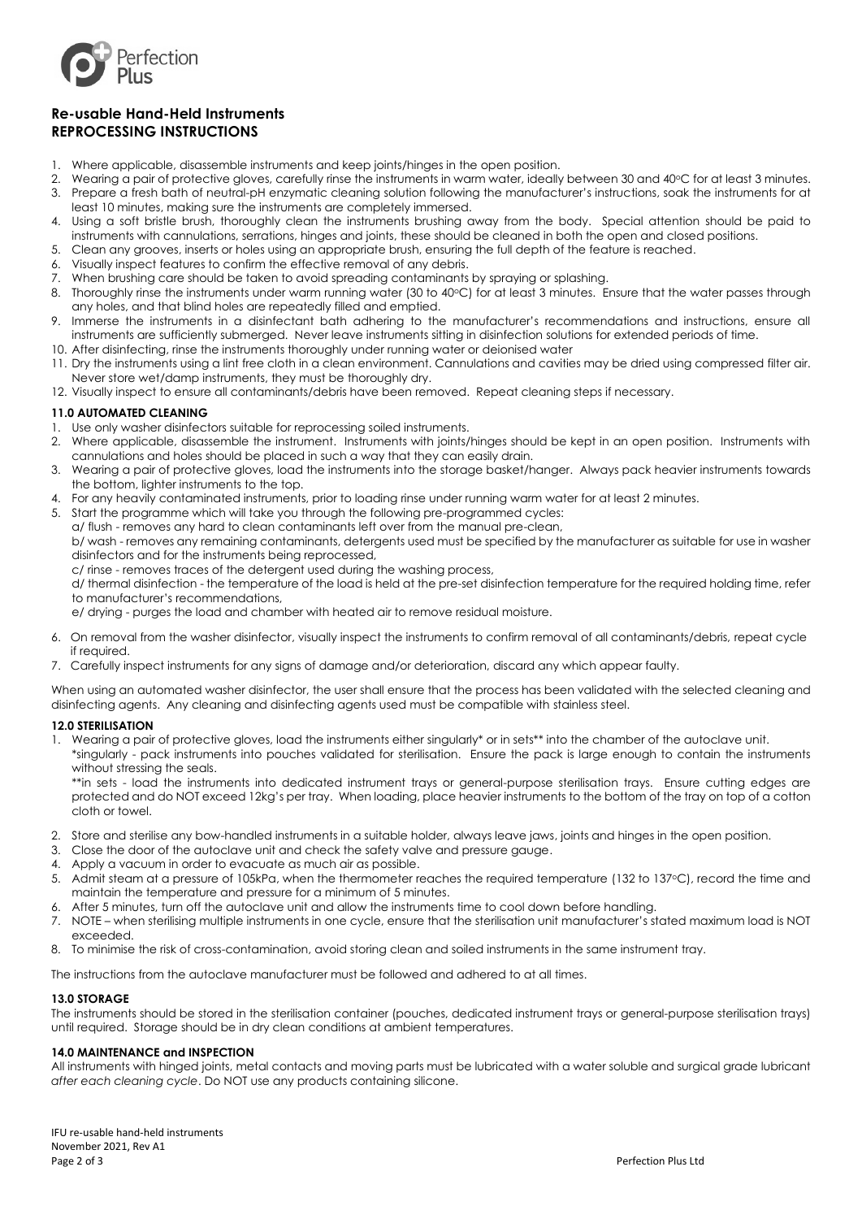## Re-usable Hand-Held Instruments
## REPROCESSING INSTRUCTIONS

1. Where applicable, disassemble instruments and keep joints/hinges in the open position.
2. Wearing a pair of protective gloves, carefully rinse the instruments in warm water, ideally between 30 and 40°C for at least 3 minutes.
3. Prepare a fresh bath of neutral-pH enzymatic cleaning solution following the manufacturer's instructions, soak the instruments for at least 10 minutes, making sure the instruments are completely immersed.
4. Using a soft bristle brush, thoroughly clean the instruments brushing away from the body. Special attention should be paid to instruments with cannulations, serrations, hinges and joints, these should be cleaned in both the open and closed positions.
5. Clean any grooves, inserts or holes using an appropriate brush, ensuring the full depth of the feature is reached.
6. Visually inspect features to confirm the effective removal of any debris.
7. When brushing care should be taken to avoid spreading contaminants by spraying or splashing.
8. Thoroughly rinse the instruments under warm running water (30 to 40°C) for at least 3 minutes. Ensure that the water passes through any holes, and that blind holes are repeatedly filled and emptied.
9. Immerse the instruments in a disinfectant bath adhering to the manufacturer's recommendations and instructions, ensure all instruments are sufficiently submerged. Never leave instruments sitting in disinfection solutions for extended periods of time.
10. After disinfecting, rinse the instruments thoroughly under running water or deionised water
11. Dry the instruments using a lint free cloth in a clean environment. Cannulations and cavities may be dried using compressed filter air. Never store wet/damp instruments, they must be thoroughly dry.
12. Visually inspect to ensure all contaminants/debris have been removed. Repeat cleaning steps if necessary.

### 11.0 AUTOMATED CLEANING

1. Use only washer disinfectors suitable for reprocessing soiled instruments.
2. Where applicable, disassemble the instrument. Instruments with joints/hinges should be kept in an open position. Instruments with cannulations and holes should be placed in such a way that they can easily drain.
3. Wearing a pair of protective gloves, load the instruments into the storage basket/hanger. Always pack heavier instruments towards the bottom, lighter instruments to the top.
4. For any heavily contaminated instruments, prior to loading rinse under running warm water for at least 2 minutes.
5. Start the programme which will take you through the following pre-programmed cycles:
   a/ flush - removes any hard to clean contaminants left over from the manual pre-clean,
   b/ wash - removes any remaining contaminants, detergents used must be specified by the manufacturer as suitable for use in washer disinfectors and for the instruments being reprocessed,
   c/ rinse - removes traces of the detergent used during the washing process,
   d/ thermal disinfection - the temperature of the load is held at the pre-set disinfection temperature for the required holding time, refer to manufacturer's recommendations,
   e/ drying - purges the load and chamber with heated air to remove residual moisture.
6. On removal from the washer disinfector, visually inspect the instruments to confirm removal of all contaminants/debris, repeat cycle if required.
7. Carefully inspect instruments for any signs of damage and/or deterioration, discard any which appear faulty.

When using an automated washer disinfector, the user shall ensure that the process has been validated with the selected cleaning and disinfecting agents. Any cleaning and disinfecting agents used must be compatible with stainless steel.

### 12.0 STERILISATION

1. Wearing a pair of protective gloves, load the instruments either singularly* or in sets** into the chamber of the autoclave unit.
   *singularly - pack instruments into pouches validated for sterilisation. Ensure the pack is large enough to contain the instruments without stressing the seals.
   **in sets - load the instruments into dedicated instrument trays or general-purpose sterilisation trays. Ensure cutting edges are protected and do NOT exceed 12kg's per tray. When loading, place heavier instruments to the bottom of the tray on top of a cotton cloth or towel.
2. Store and sterilise any bow-handled instruments in a suitable holder, always leave jaws, joints and hinges in the open position.
3. Close the door of the autoclave unit and check the safety valve and pressure gauge.
4. Apply a vacuum in order to evacuate as much air as possible.
5. Admit steam at a pressure of 105kPa, when the thermometer reaches the required temperature (132 to 137°C), record the time and maintain the temperature and pressure for a minimum of 5 minutes.
6. After 5 minutes, turn off the autoclave unit and allow the instruments time to cool down before handling.
7. NOTE – when sterilising multiple instruments in one cycle, ensure that the sterilisation unit manufacturer's stated maximum load is NOT exceeded.
8. To minimise the risk of cross-contamination, avoid storing clean and soiled instruments in the same instrument tray.

The instructions from the autoclave manufacturer must be followed and adhered to at all times.

### 13.0 STORAGE

The instruments should be stored in the sterilisation container (pouches, dedicated instrument trays or general-purpose sterilisation trays) until required. Storage should be in dry clean conditions at ambient temperatures.

### 14.0 MAINTENANCE and INSPECTION

All instruments with hinged joints, metal contacts and moving parts must be lubricated with a water soluble and surgical grade lubricant *after each cleaning cycle*. Do NOT use any products containing silicone.

IFU re-usable hand-held instruments
November 2021, Rev A1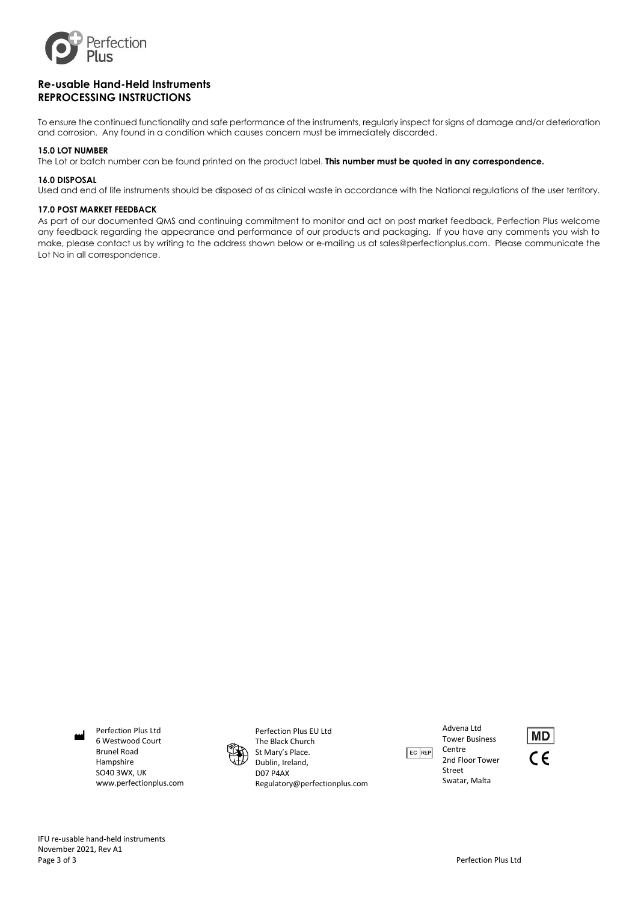## Re-usable Hand-Held Instruments
## REPROCESSING INSTRUCTIONS

To ensure the continued functionality and safe performance of the instruments, regularly inspect for signs of damage and/or deterioration and corrosion. Any found in a condition which causes concern must be immediately discarded.

**15.0 LOT NUMBER**

The Lot or batch number can be found printed on the product label. **This number must be quoted in any correspondence.**

**16.0 DISPOSAL**

Used and end of life instruments should be disposed of as clinical waste in accordance with the National regulations of the user territory.

**17.0 POST MARKET FEEDBACK**

As part of our documented QMS and continuing commitment to monitor and act on post market feedback, Perfection Plus welcome any feedback regarding the appearance and performance of our products and packaging. If you have any comments you wish to make, please contact us by writing to the address shown below or e-mailing us at sales@perfectionplus.com. Please communicate the Lot No in all correspondence.

Perfection Plus Ltd
6 Westwood Court
Brunel Road
Hampshire
SO40 3WX, UK
www.perfectionplus.com

Perfection Plus EU Ltd
The Black Church
St Mary's Place.
Dublin, Ireland,
D07 P4AX
Regulatory@perfectionplus.com

EC REP

Advena Ltd
Tower Business Centre
2nd Floor Tower Street
Swatar, Malta

MD

CE

IFU re-usable hand-held instruments
November 2021, Rev A1